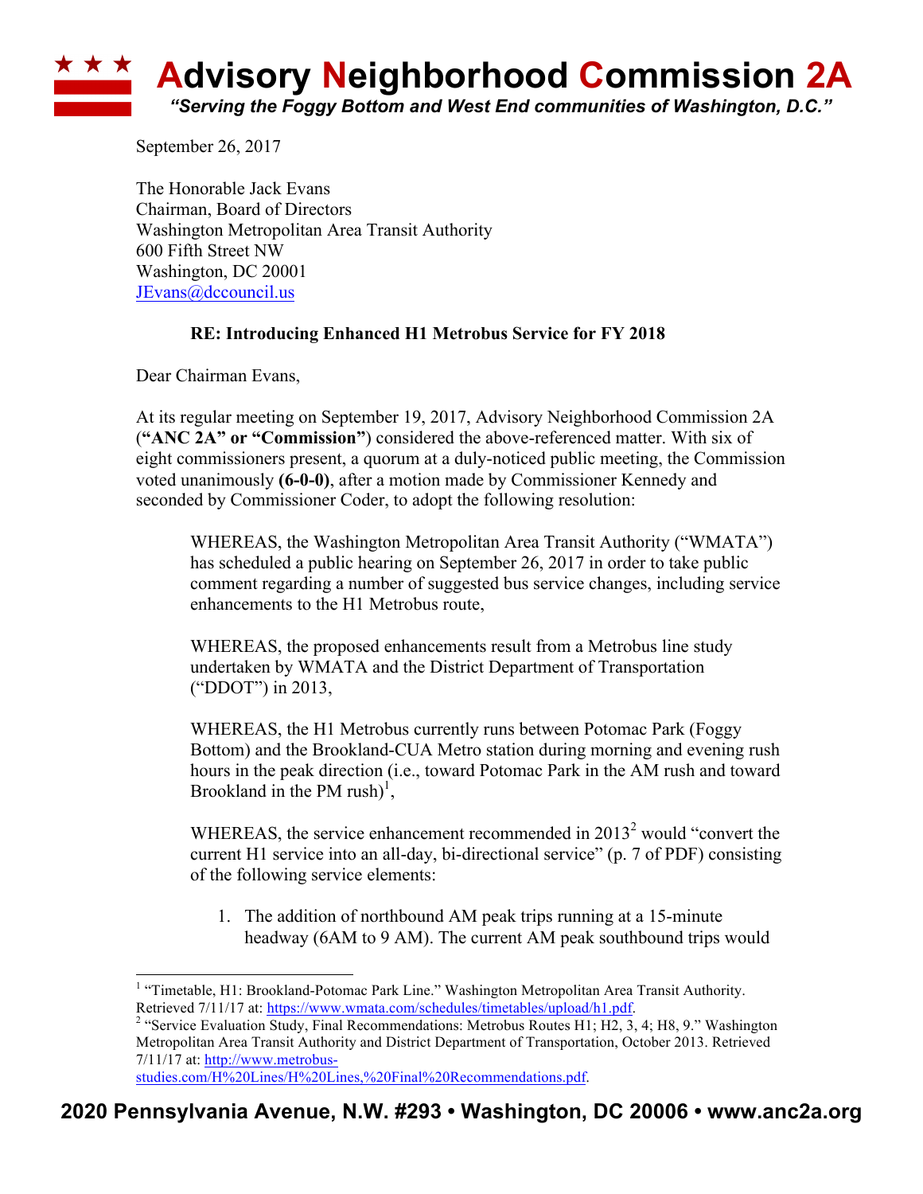# Advisory Neighborhood Commission 2A

*"Serving the Foggy Bottom and West End communities of Washington, D.C."*

September 26, 2017

The Honorable Jack Evans
Chairman, Board of Directors
Washington Metropolitan Area Transit Authority
600 Fifth Street NW
Washington, DC 20001
JEvans@dccouncil.us

**RE: Introducing Enhanced H1 Metrobus Service for FY 2018**

Dear Chairman Evans,

At its regular meeting on September 19, 2017, Advisory Neighborhood Commission 2A (**"ANC 2A" or "Commission"**) considered the above-referenced matter. With six of eight commissioners present, a quorum at a duly-noticed public meeting, the Commission voted unanimously **(6-0-0)**, after a motion made by Commissioner Kennedy and seconded by Commissioner Coder, to adopt the following resolution:

> WHEREAS, the Washington Metropolitan Area Transit Authority ("WMATA") has scheduled a public hearing on September 26, 2017 in order to take public comment regarding a number of suggested bus service changes, including service enhancements to the H1 Metrobus route,
>
> WHEREAS, the proposed enhancements result from a Metrobus line study undertaken by WMATA and the District Department of Transportation ("DDOT") in 2013,
>
> WHEREAS, the H1 Metrobus currently runs between Potomac Park (Foggy Bottom) and the Brookland-CUA Metro station during morning and evening rush hours in the peak direction (i.e., toward Potomac Park in the AM rush and toward Brookland in the PM rush)[1],
>
> WHEREAS, the service enhancement recommended in 2013[2] would "convert the current H1 service into an all-day, bi-directional service" (p. 7 of PDF) consisting of the following service elements:
>
> 1. The addition of northbound AM peak trips running at a 15-minute headway (6AM to 9 AM). The current AM peak southbound trips would

---

[1] "Timetable, H1: Brookland-Potomac Park Line." Washington Metropolitan Area Transit Authority. Retrieved 7/11/17 at: https://www.wmata.com/schedules/timetables/upload/h1.pdf.

[2] "Service Evaluation Study, Final Recommendations: Metrobus Routes H1; H2, 3, 4; H8, 9." Washington Metropolitan Area Transit Authority and District Department of Transportation, October 2013. Retrieved 7/11/17 at: http://www.metrobus-studies.com/H%20Lines/H%20Lines,%20Final%20Recommendations.pdf.

**2020 Pennsylvania Avenue, N.W. #293 • Washington, DC 20006 • www.anc2a.org**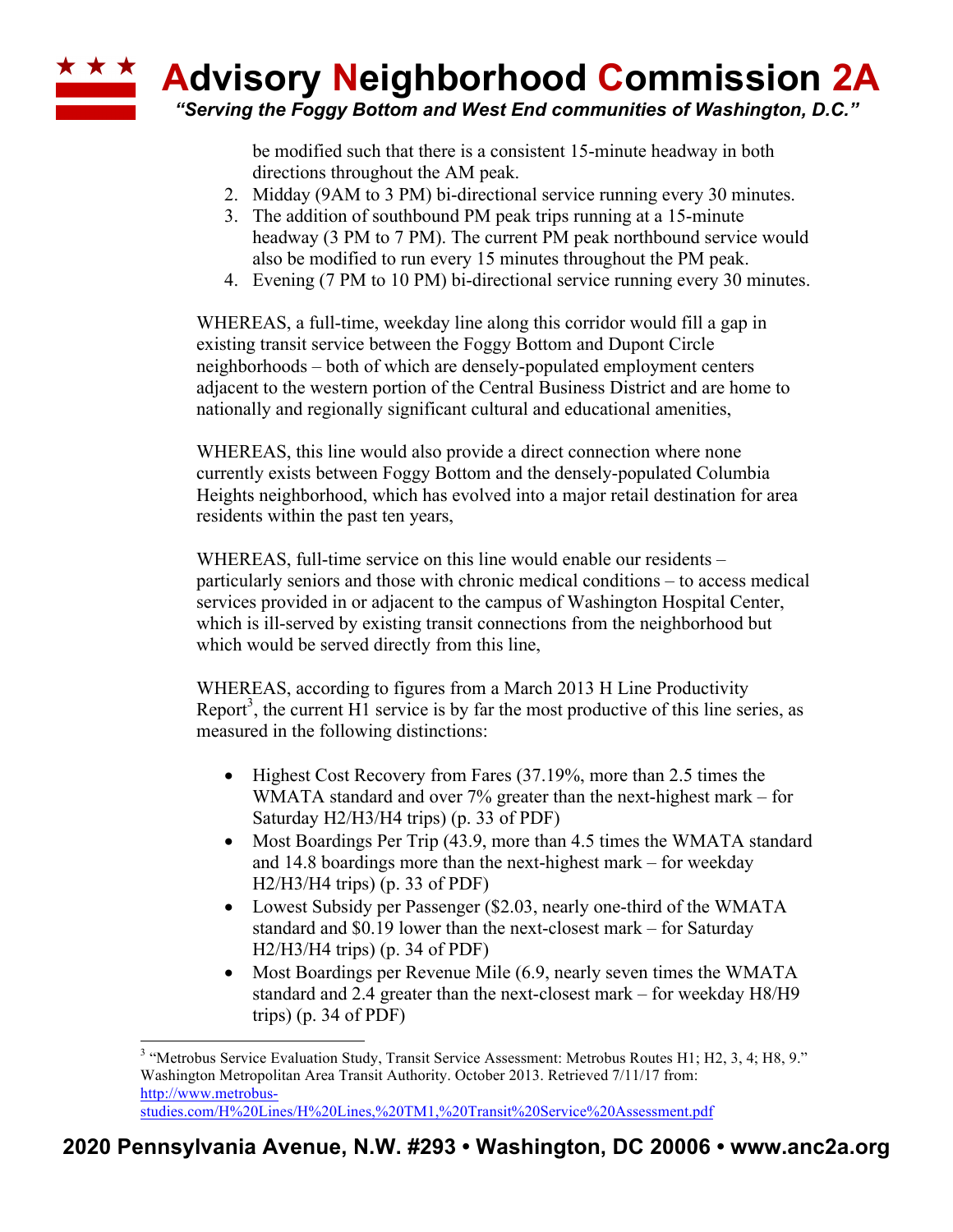be modified such that there is a consistent 15-minute headway in both directions throughout the AM peak.

2. Midday (9AM to 3 PM) bi-directional service running every 30 minutes.
3. The addition of southbound PM peak trips running at a 15-minute headway (3 PM to 7 PM). The current PM peak northbound service would also be modified to run every 15 minutes throughout the PM peak.
4. Evening (7 PM to 10 PM) bi-directional service running every 30 minutes.

WHEREAS, a full-time, weekday line along this corridor would fill a gap in existing transit service between the Foggy Bottom and Dupont Circle neighborhoods – both of which are densely-populated employment centers adjacent to the western portion of the Central Business District and are home to nationally and regionally significant cultural and educational amenities,

WHEREAS, this line would also provide a direct connection where none currently exists between Foggy Bottom and the densely-populated Columbia Heights neighborhood, which has evolved into a major retail destination for area residents within the past ten years,

WHEREAS, full-time service on this line would enable our residents – particularly seniors and those with chronic medical conditions – to access medical services provided in or adjacent to the campus of Washington Hospital Center, which is ill-served by existing transit connections from the neighborhood but which would be served directly from this line,

WHEREAS, according to figures from a March 2013 H Line Productivity Report[3], the current H1 service is by far the most productive of this line series, as measured in the following distinctions:

- Highest Cost Recovery from Fares (37.19%, more than 2.5 times the WMATA standard and over 7% greater than the next-highest mark – for Saturday H2/H3/H4 trips) (p. 33 of PDF)
- Most Boardings Per Trip (43.9, more than 4.5 times the WMATA standard and 14.8 boardings more than the next-highest mark – for weekday H2/H3/H4 trips) (p. 33 of PDF)
- Lowest Subsidy per Passenger ($2.03, nearly one-third of the WMATA standard and $0.19 lower than the next-closest mark – for Saturday H2/H3/H4 trips) (p. 34 of PDF)
- Most Boardings per Revenue Mile (6.9, nearly seven times the WMATA standard and 2.4 greater than the next-closest mark – for weekday H8/H9 trips) (p. 34 of PDF)

[3] "Metrobus Service Evaluation Study, Transit Service Assessment: Metrobus Routes H1; H2, 3, 4; H8, 9." Washington Metropolitan Area Transit Authority. October 2013. Retrieved 7/11/17 from: http://www.metrobus-studies.com/H%20Lines/H%20Lines,%20TM1,%20Transit%20Service%20Assessment.pdf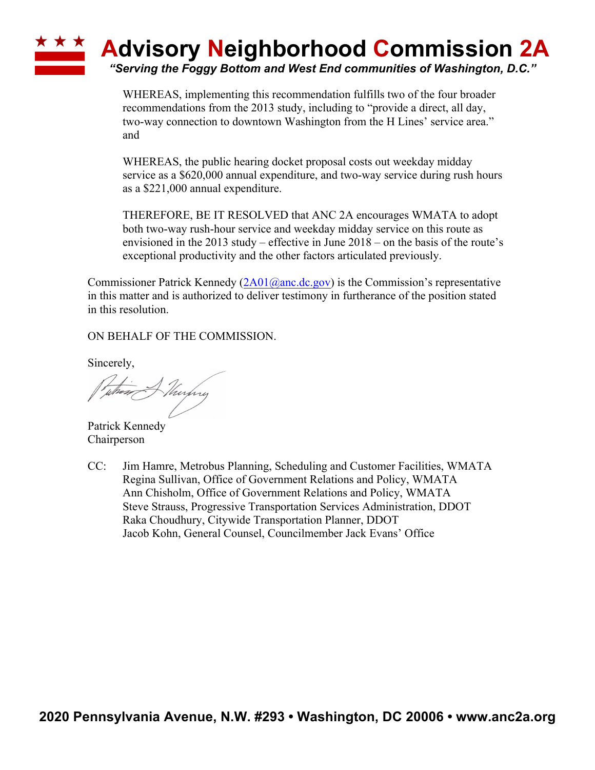WHEREAS, implementing this recommendation fulfills two of the four broader recommendations from the 2013 study, including to "provide a direct, all day, two-way connection to downtown Washington from the H Lines' service area." and

WHEREAS, the public hearing docket proposal costs out weekday midday service as a $620,000 annual expenditure, and two-way service during rush hours as a $221,000 annual expenditure.

THEREFORE, BE IT RESOLVED that ANC 2A encourages WMATA to adopt both two-way rush-hour service and weekday midday service on this route as envisioned in the 2013 study – effective in June 2018 – on the basis of the route's exceptional productivity and the other factors articulated previously.

Commissioner Patrick Kennedy (2A01@anc.dc.gov) is the Commission's representative in this matter and is authorized to deliver testimony in furtherance of the position stated in this resolution.

ON BEHALF OF THE COMMISSION.

Sincerely,

Patrick Kennedy
Chairperson

CC: Jim Hamre, Metrobus Planning, Scheduling and Customer Facilities, WMATA
Regina Sullivan, Office of Government Relations and Policy, WMATA
Ann Chisholm, Office of Government Relations and Policy, WMATA
Steve Strauss, Progressive Transportation Services Administration, DDOT
Raka Choudhury, Citywide Transportation Planner, DDOT
Jacob Kohn, General Counsel, Councilmember Jack Evans' Office